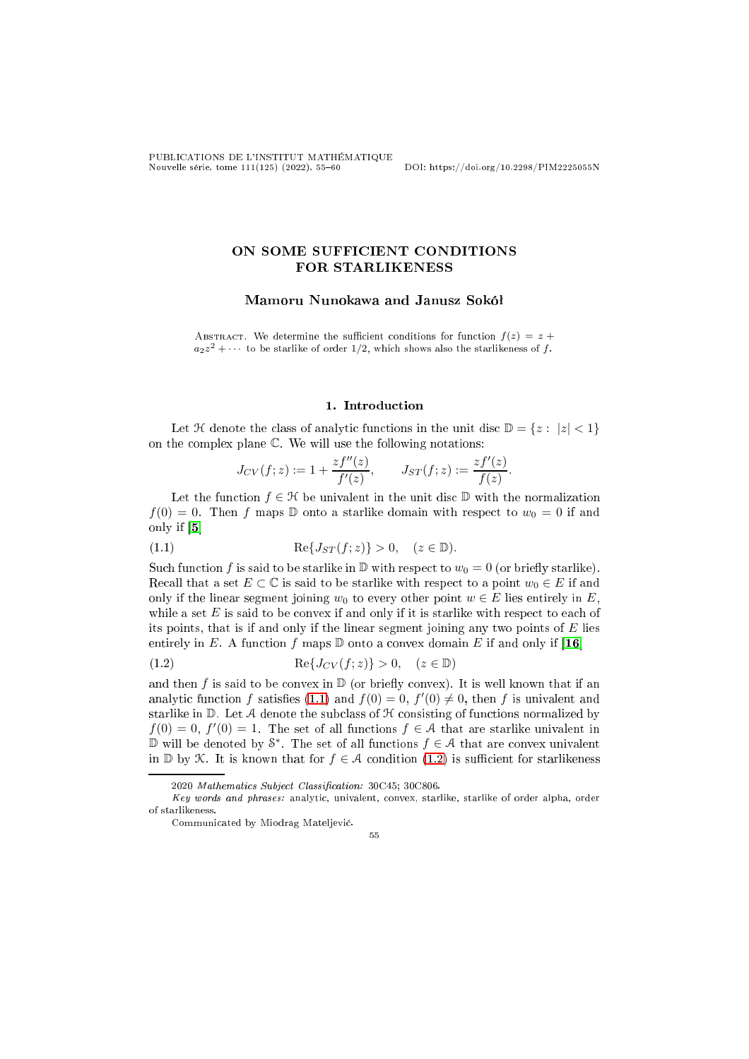# ON SOME SUFFICIENT CONDITIONS FOR STARLIKENESS

**Mamoru Nunokawa and Janusz Sokół**

Abstract. We determine the sufficient conditions for function $f(z) = z + a_2z^2 + \cdots$ to be starlike of order $1/2$, which shows also the starlikeness of $f$.

## 1. Introduction

Let $\mathcal{H}$ denote the class of analytic functions in the unit disc $\mathbb{D} = \{z : \ |z| < 1\}$ on the complex plane $\mathbb{C}$. We will use the following notations:

$$J_{CV}(f;z) := 1 + \frac{zf''(z)}{f'(z)}, \qquad J_{ST}(f;z) := \frac{zf'(z)}{f(z)}.$$

Let the function $f \in \mathcal{H}$ be univalent in the unit disc $\mathbb{D}$ with the normalization $f(0) = 0$. Then $f$ maps $\mathbb{D}$ onto a starlike domain with respect to $w_0 = 0$ if and only if [5]

$$\operatorname{Re}\{J_{ST}(f;z)\} > 0, \quad (z \in \mathbb{D}). \tag{1.1}$$

Such function $f$ is said to be starlike in $\mathbb{D}$ with respect to $w_0 = 0$ (or briefly starlike). Recall that a set $E \subset \mathbb{C}$ is said to be starlike with respect to a point $w_0 \in E$ if and only if the linear segment joining $w_0$ to every other point $w \in E$ lies entirely in $E$, while a set $E$ is said to be convex if and only if it is starlike with respect to each of its points, that is if and only if the linear segment joining any two points of $E$ lies entirely in $E$. A function $f$ maps $\mathbb{D}$ onto a convex domain $E$ if and only if [16]

$$\operatorname{Re}\{J_{CV}(f;z)\} > 0, \quad (z \in \mathbb{D}) \tag{1.2}$$

and then $f$ is said to be convex in $\mathbb{D}$ (or briefly convex). It is well known that if an analytic function $f$ satisfies (1.1) and $f(0) = 0$, $f'(0) \neq 0$, then $f$ is univalent and starlike in $\mathbb{D}$. Let $\mathcal{A}$ denote the subclass of $\mathcal{H}$ consisting of functions normalized by $f(0) = 0$, $f'(0) = 1$. The set of all functions $f \in \mathcal{A}$ that are starlike univalent in $\mathbb{D}$ will be denoted by $\mathcal{S}^*$. The set of all functions $f \in \mathcal{A}$ that are convex univalent in $\mathbb{D}$ by $\mathcal{K}$. It is known that for $f \in \mathcal{A}$ condition (1.2) is sufficient for starlikeness

---

2020 *Mathematics Subject Classification:* 30C45; 30C806.

*Key words and phrases:* analytic, univalent, convex, starlike, starlike of order alpha, order of starlikeness.

Communicated by Miodrag Mateljević.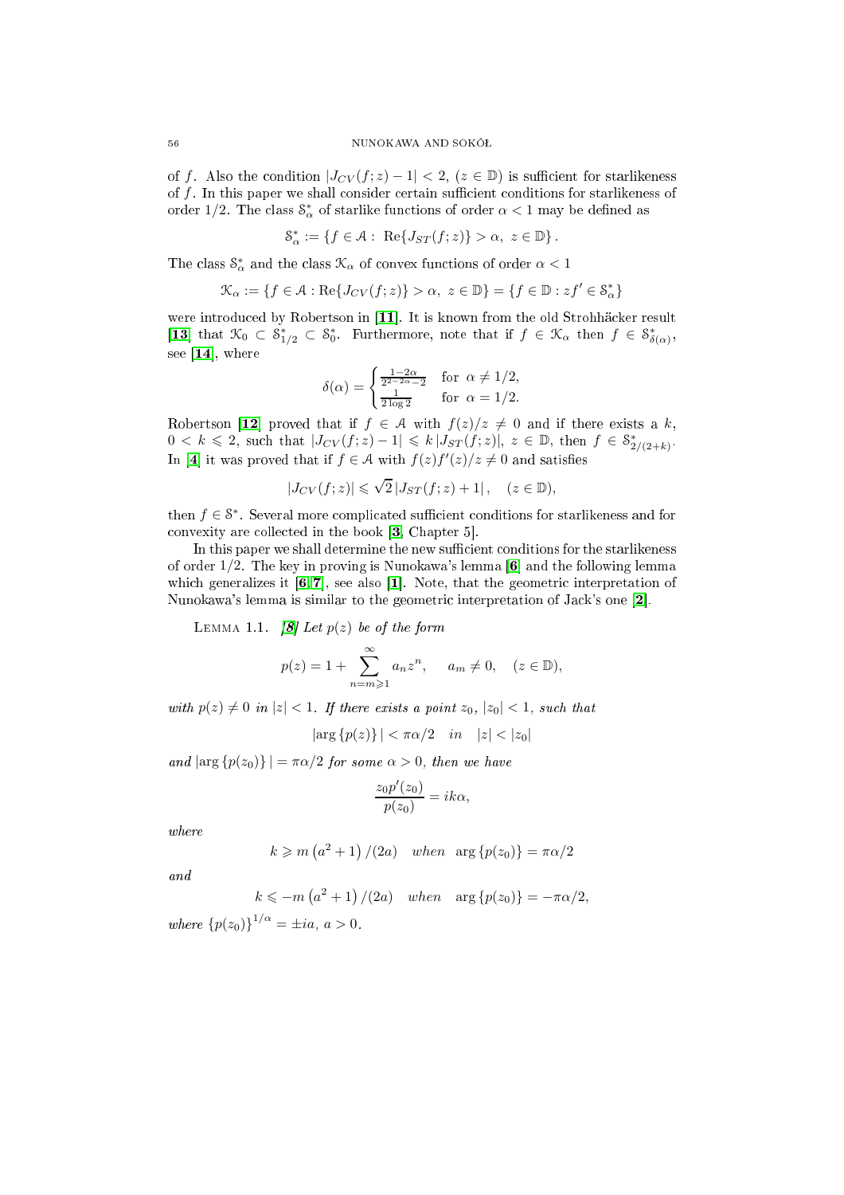of $f$. Also the condition $|J_{CV}(f;z) - 1| < 2$, $(z \in \mathbb{D})$ is sufficient for starlikeness of $f$. In this paper we shall consider certain sufficient conditions for starlikeness of order $1/2$. The class $\mathcal{S}^*_\alpha$ of starlike functions of order $\alpha < 1$ may be defined as

$$\mathcal{S}^*_\alpha := \{f \in \mathcal{A} : \ \mathrm{Re}\{J_{ST}(f;z)\} > \alpha, \ z \in \mathbb{D}\}.$$

The class $\mathcal{S}^*_\alpha$ and the class $\mathcal{K}_\alpha$ of convex functions of order $\alpha < 1$

$$\mathcal{K}_\alpha := \{f \in \mathcal{A} : \mathrm{Re}\{J_{CV}(f;z)\} > \alpha, \ z \in \mathbb{D}\} = \{f \in \mathbb{D} : zf' \in \mathcal{S}^*_\alpha\}$$

were introduced by Robertson in [11]. It is known from the old Strohhäcker result [13] that $\mathcal{K}_0 \subset \mathcal{S}^*_{1/2} \subset \mathcal{S}^*_0$. Furthermore, note that if $f \in \mathcal{K}_\alpha$ then $f \in \mathcal{S}^*_{\delta(\alpha)}$, see [14], where

$$\delta(\alpha) = \begin{cases} \frac{1-2\alpha}{2^{2-2\alpha}-2} & \text{for } \ \alpha \neq 1/2, \\ \frac{1}{2\log 2} & \text{for } \ \alpha = 1/2. \end{cases}$$

Robertson [12] proved that if $f \in \mathcal{A}$ with $f(z)/z \neq 0$ and if there exists a $k$, $0 < k \leqslant 2$, such that $|J_{CV}(f;z) - 1| \leqslant k\,|J_{ST}(f;z)|$, $z \in \mathbb{D}$, then $f \in \mathcal{S}^*_{2/(2+k)}$. In [4] it was proved that if $f \in \mathcal{A}$ with $f(z)f'(z)/z \neq 0$ and satisfies

$$|J_{CV}(f;z)| \leqslant \sqrt{2}\,|J_{ST}(f;z) + 1|, \quad (z \in \mathbb{D}),$$

then $f \in \mathcal{S}^*$. Several more complicated sufficient conditions for starlikeness and for convexity are collected in the book [3, Chapter 5].

In this paper we shall determine the new sufficient conditions for the starlikeness of order $1/2$. The key in proving is Nunokawa's lemma [6] and the following lemma which generalizes it [6, 7], see also [1]. Note, that the geometric interpretation of Nunokawa's lemma is similar to the geometric interpretation of Jack's one [2].

Lemma 1.1. *[8] Let $p(z)$ be of the form*

$$p(z) = 1 + \sum_{n=m\geqslant 1}^{\infty} a_n z^n, \quad a_m \neq 0, \quad (z \in \mathbb{D}),$$

*with $p(z) \neq 0$ in $|z| < 1$. If there exists a point $z_0$, $|z_0| < 1$, such that*

$$|\arg\{p(z)\}| < \pi\alpha/2 \quad in \quad |z| < |z_0|$$

*and $|\arg\{p(z_0)\}| = \pi\alpha/2$ for some $\alpha > 0$, then we have*

$$\frac{z_0 p'(z_0)}{p(z_0)} = ik\alpha,$$

*where*

$$k \geqslant m\left(a^2+1\right)/(2a) \quad when \quad \arg\{p(z_0)\} = \pi\alpha/2$$

*and*

$$k \leqslant -m\left(a^2+1\right)/(2a) \quad when \quad \arg\{p(z_0)\} = -\pi\alpha/2,$$

*where $\{p(z_0)\}^{1/\alpha} = \pm ia$, $a > 0$.*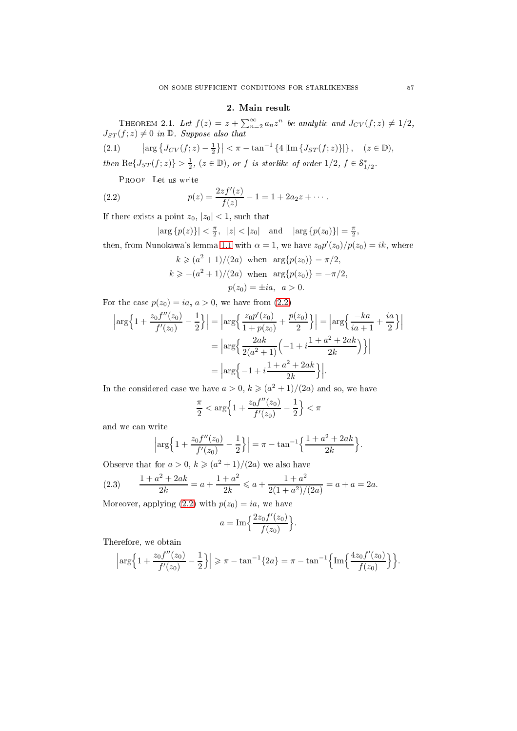## 2. Main result

**Theorem 2.1.** *Let $f(z) = z + \sum_{n=2}^{\infty} a_n z^n$ be analytic and $J_{CV}(f;z) \neq 1/2$, $J_{ST}(f;z) \neq 0$ in $\mathbb{D}$. Suppose also that*

$$\left|\arg\left\{J_{CV}(f;z) - \tfrac{1}{2}\right\}\right| < \pi - \tan^{-1}\left\{4\left|\mathrm{Im}\left\{J_{ST}(f;z)\right\}\right|\right\}, \quad (z \in \mathbb{D}), \tag{2.1}$$

*then* $\mathrm{Re}\{J_{ST}(f;z)\} > \frac{1}{2}$, $(z \in \mathbb{D})$, *or $f$ is starlike of order $1/2$, $f \in \mathcal{S}^*_{1/2}$.*

Proof. Let us write

$$p(z) = \frac{2zf'(z)}{f(z)} - 1 = 1 + 2a_2 z + \cdots. \tag{2.2}$$

If there exists a point $z_0$, $|z_0| < 1$, such that

$$|\arg\{p(z)\}| < \tfrac{\pi}{2}, \ \ |z| < |z_0| \quad \text{and} \quad |\arg\{p(z_0)\}| = \tfrac{\pi}{2},$$

then, from Nunokawa's lemma 1.1 with $\alpha = 1$, we have $z_0 p'(z_0)/p(z_0) = ik$, where

$$k \geqslant (a^2+1)/(2a) \ \text{ when } \ \arg\{p(z_0)\} = \pi/2,$$
$$k \geqslant -(a^2+1)/(2a) \ \text{ when } \ \arg\{p(z_0)\} = -\pi/2,$$
$$p(z_0) = \pm ia, \ \ a > 0.$$

For the case $p(z_0) = ia$, $a > 0$, we have from (2.2)

$$\begin{aligned}
\left|\arg\left\{1 + \frac{z_0 f''(z_0)}{f'(z_0)} - \frac{1}{2}\right\}\right| &= \left|\arg\left\{\frac{z_0 p'(z_0)}{1 + p(z_0)} + \frac{p(z_0)}{2}\right\}\right| = \left|\arg\left\{\frac{-ka}{ia+1} + \frac{ia}{2}\right\}\right| \\
&= \left|\arg\left\{\frac{2ak}{2(a^2+1)}\left(-1 + i\frac{1 + a^2 + 2ak}{2k}\right)\right\}\right| \\
&= \left|\arg\left\{-1 + i\frac{1 + a^2 + 2ak}{2k}\right\}\right|.
\end{aligned}$$

In the considered case we have $a > 0$, $k \geqslant (a^2+1)/(2a)$ and so, we have

$$\frac{\pi}{2} < \arg\left\{1 + \frac{z_0 f''(z_0)}{f'(z_0)} - \frac{1}{2}\right\} < \pi$$

and we can write

$$\left|\arg\left\{1 + \frac{z_0 f''(z_0)}{f'(z_0)} - \frac{1}{2}\right\}\right| = \pi - \tan^{-1}\left\{\frac{1 + a^2 + 2ak}{2k}\right\}.$$

Observe that for $a > 0$, $k \geqslant (a^2+1)/(2a)$ we also have

$$\frac{1 + a^2 + 2ak}{2k} = a + \frac{1 + a^2}{2k} \leqslant a + \frac{1 + a^2}{2(1 + a^2)/(2a)} = a + a = 2a. \tag{2.3}$$

Moreover, applying (2.2) with $p(z_0) = ia$, we have

$$a = \mathrm{Im}\left\{\frac{2z_0 f'(z_0)}{f(z_0)}\right\}.$$

Therefore, we obtain

$$\left|\arg\left\{1 + \frac{z_0 f''(z_0)}{f'(z_0)} - \frac{1}{2}\right\}\right| \geqslant \pi - \tan^{-1}\{2a\} = \pi - \tan^{-1}\left\{\mathrm{Im}\left\{\frac{4z_0 f'(z_0)}{f(z_0)}\right\}\right\}.$$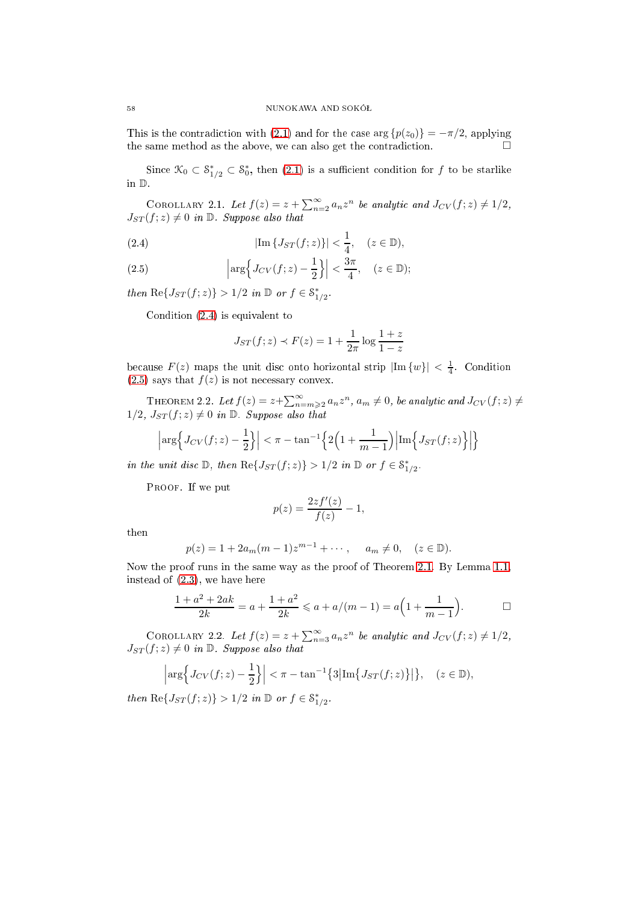This is the contradiction with (2.1) and for the case $\arg\{p(z_0)\} = -\pi/2$, applying the same method as the above, we can also get the contradiction. $\square$

Since $\mathcal{K}_0 \subset \mathcal{S}^*_{1/2} \subset \mathcal{S}^*_0$, then (2.1) is a sufficient condition for $f$ to be starlike in $\mathbb{D}$.

Corollary 2.1. *Let $f(z) = z + \sum_{n=2}^{\infty} a_n z^n$ be analytic and $J_{CV}(f;z) \neq 1/2$, $J_{ST}(f;z) \neq 0$ in $\mathbb{D}$. Suppose also that*

$$|\mathrm{Im}\,\{J_{ST}(f;z)\}| < \frac{1}{4}, \quad (z \in \mathbb{D}), \tag{2.4}$$

$$\left|\arg\left\{J_{CV}(f;z) - \frac{1}{2}\right\}\right| < \frac{3\pi}{4}, \quad (z \in \mathbb{D}); \tag{2.5}$$

*then $\mathrm{Re}\{J_{ST}(f;z)\} > 1/2$ in $\mathbb{D}$ or $f \in \mathcal{S}^*_{1/2}$.*

Condition (2.4) is equivalent to

$$J_{ST}(f;z) \prec F(z) = 1 + \frac{1}{2\pi}\log\frac{1+z}{1-z}$$

because $F(z)$ maps the unit disc onto horizontal strip $|\mathrm{Im}\,\{w\}| < \frac{1}{4}$. Condition (2.5) says that $f(z)$ is not necessary convex.

Theorem 2.2. *Let $f(z) = z + \sum_{n=m\geqslant 2}^{\infty} a_n z^n$, $a_m \neq 0$, be analytic and $J_{CV}(f;z) \neq 1/2$, $J_{ST}(f;z) \neq 0$ in $\mathbb{D}$. Suppose also that*

$$\left|\arg\left\{J_{CV}(f;z) - \frac{1}{2}\right\}\right| < \pi - \tan^{-1}\left\{2\left(1 + \frac{1}{m-1}\right)\left|\mathrm{Im}\left\{J_{ST}(f;z)\right\}\right|\right\}$$

*in the unit disc $\mathbb{D}$, then $\mathrm{Re}\{J_{ST}(f;z)\} > 1/2$ in $\mathbb{D}$ or $f \in \mathcal{S}^*_{1/2}$.*

Proof. If we put

$$p(z) = \frac{2zf'(z)}{f(z)} - 1,$$

then

$$p(z) = 1 + 2a_m(m-1)z^{m-1} + \cdots, \quad a_m \neq 0, \quad (z \in \mathbb{D}).$$

Now the proof runs in the same way as the proof of Theorem 2.1. By Lemma 1.1, instead of (2.3), we have here

$$\frac{1 + a^2 + 2ak}{2k} = a + \frac{1 + a^2}{2k} \leqslant a + a/(m-1) = a\left(1 + \frac{1}{m-1}\right). \quad \square$$

Corollary 2.2. *Let $f(z) = z + \sum_{n=3}^{\infty} a_n z^n$ be analytic and $J_{CV}(f;z) \neq 1/2$, $J_{ST}(f;z) \neq 0$ in $\mathbb{D}$. Suppose also that*

$$\left|\arg\left\{J_{CV}(f;z) - \frac{1}{2}\right\}\right| < \pi - \tan^{-1}\left\{3\left|\mathrm{Im}\left\{J_{ST}(f;z)\right\}\right|\right\}, \quad (z \in \mathbb{D}),$$

*then $\mathrm{Re}\{J_{ST}(f;z)\} > 1/2$ in $\mathbb{D}$ or $f \in \mathcal{S}^*_{1/2}$.*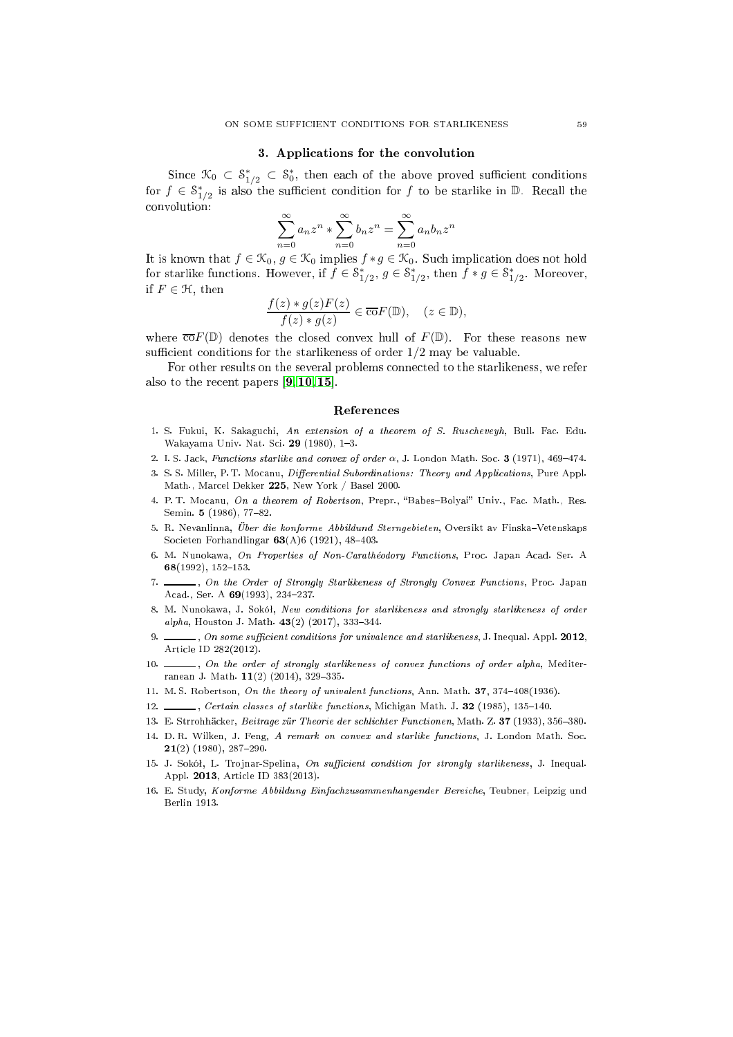## 3. Applications for the convolution

Since $\mathcal{K}_0 \subset \mathcal{S}^*_{1/2} \subset \mathcal{S}^*_0$, then each of the above proved sufficient conditions for $f \in \mathcal{S}^*_{1/2}$ is also the sufficient condition for $f$ to be starlike in $\mathbb{D}$. Recall the convolution:

$$\sum_{n=0}^{\infty} a_n z^n * \sum_{n=0}^{\infty} b_n z^n = \sum_{n=0}^{\infty} a_n b_n z^n$$

It is known that $f \in \mathcal{K}_0$, $g \in \mathcal{K}_0$ implies $f * g \in \mathcal{K}_0$. Such implication does not hold for starlike functions. However, if $f \in \mathcal{S}^*_{1/2}$, $g \in \mathcal{S}^*_{1/2}$, then $f * g \in \mathcal{S}^*_{1/2}$. Moreover, if $F \in \mathcal{H}$, then

$$\frac{f(z) * g(z)F(z)}{f(z) * g(z)} \in \overline{\text{co}}F(\mathbb{D}), \quad (z \in \mathbb{D}),$$

where $\overline{\text{co}}F(\mathbb{D})$ denotes the closed convex hull of $F(\mathbb{D})$. For these reasons new sufficient conditions for the starlikeness of order $1/2$ may be valuable.

For other results on the several problems connected to the starlikeness, we refer also to the recent papers [9, 10, 15].

## References

1. S. Fukui, K. Sakaguchi, *An extension of a theorem of S. Ruscheveyh*, Bull. Fac. Edu. Wakayama Univ. Nat. Sci. **29** (1980), 1–3.
2. I. S. Jack, *Functions starlike and convex of order $\alpha$*, J. London Math. Soc. **3** (1971), 469–474.
3. S. S. Miller, P. T. Mocanu, *Differential Subordinations: Theory and Applications*, Pure Appl. Math., Marcel Dekker **225**, New York / Basel 2000.
4. P. T. Mocanu, *On a theorem of Robertson*, Prepr., "Babes–Bolyai" Univ., Fac. Math., Res. Semin. **5** (1986), 77–82.
5. R. Nevanlinna, *Über die konforme Abbildund Sterngebieten*, Oversikt av Finska–Vetenskaps Societen Forhandlingar **63**(A)6 (1921), 48–403.
6. M. Nunokawa, *On Properties of Non-Carathéodory Functions*, Proc. Japan Acad. Ser. A **68**(1992), 152–153.
7. ______, *On the Order of Strongly Starlikeness of Strongly Convex Functions*, Proc. Japan Acad., Ser. A **69**(1993), 234–237.
8. M. Nunokawa, J. Sokól, *New conditions for starlikeness and strongly starlikeness of order alpha*, Houston J. Math. **43**(2) (2017), 333–344.
9. ______, *On some sufficient conditions for univalence and starlikeness*, J. Inequal. Appl. **2012**, Article ID 282(2012).
10. ______, *On the order of strongly starlikeness of convex functions of order alpha*, Mediterranean J. Math. **11**(2) (2014), 329–335.
11. M. S. Robertson, *On the theory of univalent functions*, Ann. Math. **37**, 374–408(1936).
12. ______, *Certain classes of starlike functions*, Michigan Math. J. **32** (1985), 135–140.
13. E. Strrohhäcker, *Beitrage zür Theorie der schlichter Functionen*, Math. Z. **37** (1933), 356–380.
14. D. R. Wilken, J. Feng, *A remark on convex and starlike functions*, J. London Math. Soc. **21**(2) (1980), 287–290.
15. J. Sokół, L. Trojnar-Spelina, *On sufficient condition for strongly starlikeness*, J. Inequal. Appl. **2013**, Article ID 383(2013).
16. E. Study, *Konforme Abbildung Einfachzusammenhangender Bereiche*, Teubner, Leipzig und Berlin 1913.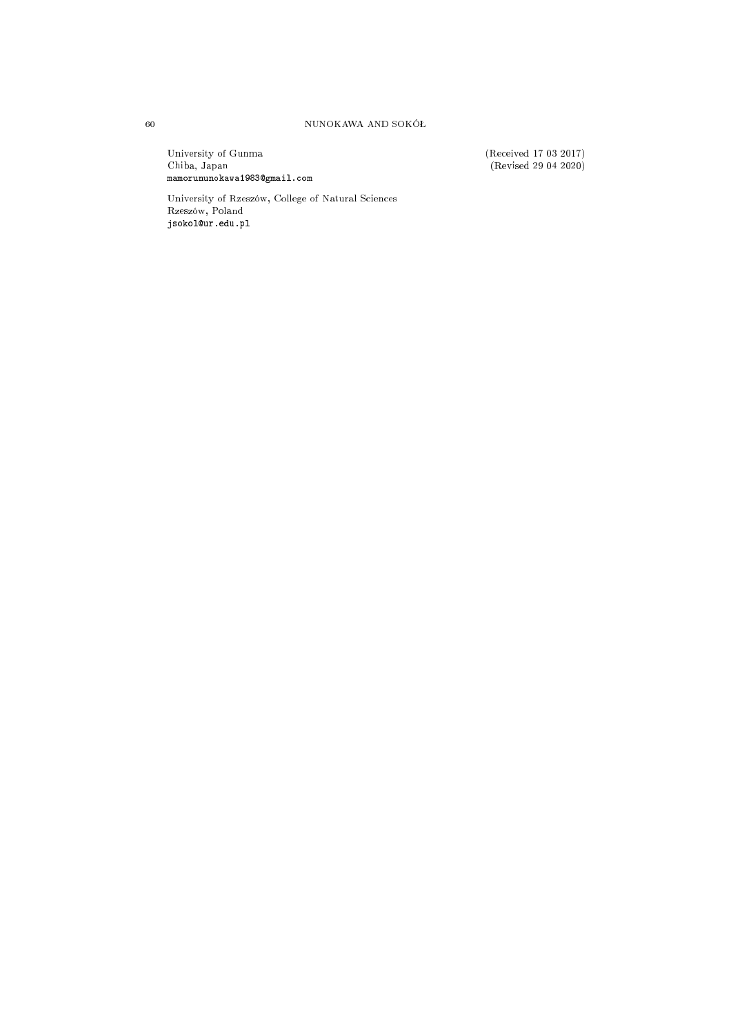University of Gunma
Chiba, Japan
mamorununokawa1983@gmail.com

(Received 17 03 2017)
(Revised 29 04 2020)

University of Rzeszów, College of Natural Sciences
Rzeszów, Poland
jsokol@ur.edu.pl